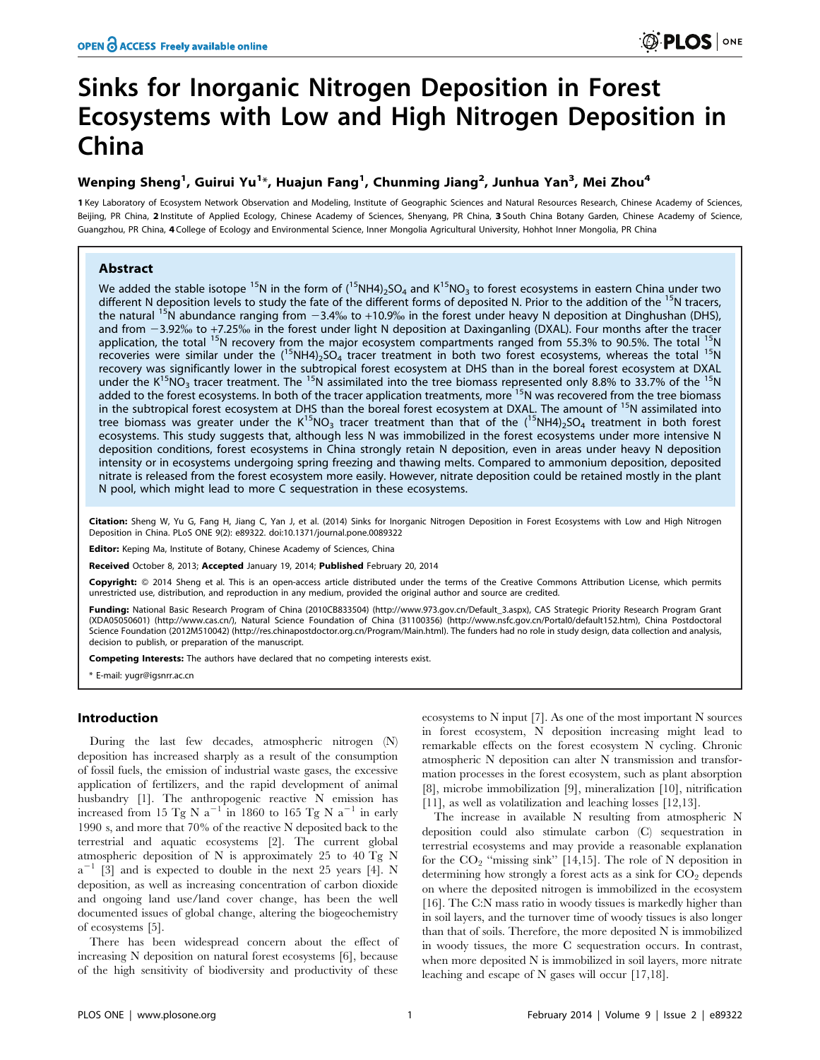# Sinks for Inorganic Nitrogen Deposition in Forest Ecosystems with Low and High Nitrogen Deposition in China

**Wenping Sheng[1], Guirui Yu[1]*, Huajun Fang[1], Chunming Jiang[2], Junhua Yan[3], Mei Zhou[4]**

1 Key Laboratory of Ecosystem Network Observation and Modeling, Institute of Geographic Sciences and Natural Resources Research, Chinese Academy of Sciences, Beijing, PR China, 2 Institute of Applied Ecology, Chinese Academy of Sciences, Shenyang, PR China, 3 South China Botany Garden, Chinese Academy of Science, Guangzhou, PR China, 4 College of Ecology and Environmental Science, Inner Mongolia Agricultural University, Hohhot Inner Mongolia, PR China

## Abstract

We added the stable isotope $^{15}N$ in the form of $(^{15}NH4)_2SO_4$ and $K^{15}NO_3$ to forest ecosystems in eastern China under two different N deposition levels to study the fate of the different forms of deposited N. Prior to the addition of the $^{15}N$ tracers, the natural $^{15}N$ abundance ranging from −3.4‰ to +10.9‰ in the forest under heavy N deposition at Dinghushan (DHS), and from −3.92‰ to +7.25‰ in the forest under light N deposition at Daxinganling (DXAL). Four months after the tracer application, the total $^{15}N$ recovery from the major ecosystem compartments ranged from 55.3% to 90.5%. The total $^{15}N$ recoveries were similar under the $(^{15}NH4)_2SO_4$ tracer treatment in both two forest ecosystems, whereas the total $^{15}N$ recovery was significantly lower in the subtropical forest ecosystem at DHS than in the boreal forest ecosystem at DXAL under the $K^{15}NO_3$ tracer treatment. The $^{15}N$ assimilated into the tree biomass represented only 8.8% to 33.7% of the $^{15}N$ added to the forest ecosystems. In both of the tracer application treatments, more $^{15}N$ was recovered from the tree biomass in the subtropical forest ecosystem at DHS than the boreal forest ecosystem at DXAL. The amount of $^{15}N$ assimilated into tree biomass was greater under the $K^{15}NO_3$ tracer treatment than that of the $(^{15}NH4)_2SO_4$ treatment in both forest ecosystems. This study suggests that, although less N was immobilized in the forest ecosystems under more intensive N deposition conditions, forest ecosystems in China strongly retain N deposition, even in areas under heavy N deposition intensity or in ecosystems undergoing spring freezing and thawing melts. Compared to ammonium deposition, deposited nitrate is released from the forest ecosystem more easily. However, nitrate deposition could be retained mostly in the plant N pool, which might lead to more C sequestration in these ecosystems.

**Citation:** Sheng W, Yu G, Fang H, Jiang C, Yan J, et al. (2014) Sinks for Inorganic Nitrogen Deposition in Forest Ecosystems with Low and High Nitrogen Deposition in China. PLoS ONE 9(2): e89322. doi:10.1371/journal.pone.0089322

**Editor:** Keping Ma, Institute of Botany, Chinese Academy of Sciences, China

**Received** October 8, 2013; **Accepted** January 19, 2014; **Published** February 20, 2014

**Copyright:** © 2014 Sheng et al. This is an open-access article distributed under the terms of the Creative Commons Attribution License, which permits unrestricted use, distribution, and reproduction in any medium, provided the original author and source are credited.

**Funding:** National Basic Research Program of China (2010CB833504) (http://www.973.gov.cn/Default_3.aspx), CAS Strategic Priority Research Program Grant (XDA05050601) (http://www.cas.cn/), Natural Science Foundation of China (31100356) (http://www.nsfc.gov.cn/Portal0/default152.htm), China Postdoctoral Science Foundation (2012M510042) (http://res.chinapostdoctor.org.cn/Program/Main.html). The funders had no role in study design, data collection and analysis, decision to publish, or preparation of the manuscript.

**Competing Interests:** The authors have declared that no competing interests exist.

\* E-mail: yugr@igsnrr.ac.cn

## Introduction

During the last few decades, atmospheric nitrogen (N) deposition has increased sharply as a result of the consumption of fossil fuels, the emission of industrial waste gases, the excessive application of fertilizers, and the rapid development of animal husbandry [1]. The anthropogenic reactive N emission has increased from 15 Tg N $a^{-1}$ in 1860 to 165 Tg N $a^{-1}$ in early 1990 s, and more that 70% of the reactive N deposited back to the terrestrial and aquatic ecosystems [2]. The current global atmospheric deposition of N is approximately 25 to 40 Tg N $a^{-1}$ [3] and is expected to double in the next 25 years [4]. N deposition, as well as increasing concentration of carbon dioxide and ongoing land use/land cover change, has been the well documented issues of global change, altering the biogeochemistry of ecosystems [5].

There has been widespread concern about the effect of increasing N deposition on natural forest ecosystems [6], because of the high sensitivity of biodiversity and productivity of these ecosystems to N input [7]. As one of the most important N sources in forest ecosystem, N deposition increasing might lead to remarkable effects on the forest ecosystem N cycling. Chronic atmospheric N deposition can alter N transmission and transformation processes in the forest ecosystem, such as plant absorption [8], microbe immobilization [9], mineralization [10], nitrification [11], as well as volatilization and leaching losses [12,13].

The increase in available N resulting from atmospheric N deposition could also stimulate carbon (C) sequestration in terrestrial ecosystems and may provide a reasonable explanation for the $CO_2$ "missing sink" [14,15]. The role of N deposition in determining how strongly a forest acts as a sink for $CO_2$ depends on where the deposited nitrogen is immobilized in the ecosystem [16]. The C:N mass ratio in woody tissues is markedly higher than in soil layers, and the turnover time of woody tissues is also longer than that of soils. Therefore, the more deposited N is immobilized in woody tissues, the more C sequestration occurs. In contrast, when more deposited N is immobilized in soil layers, more nitrate leaching and escape of N gases will occur [17,18].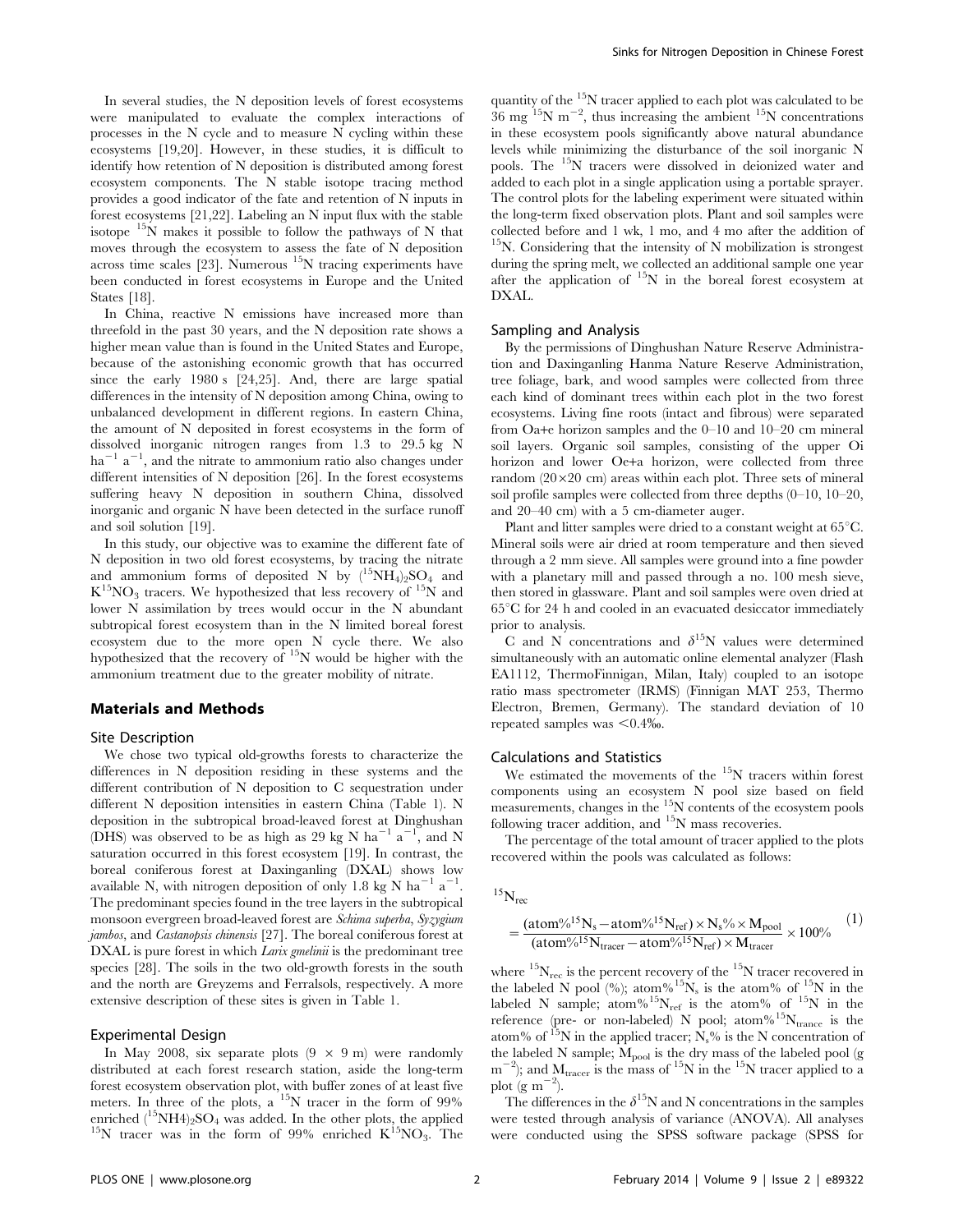In several studies, the N deposition levels of forest ecosystems were manipulated to evaluate the complex interactions of processes in the N cycle and to measure N cycling within these ecosystems [19,20]. However, in these studies, it is difficult to identify how retention of N deposition is distributed among forest ecosystem components. The N stable isotope tracing method provides a good indicator of the fate and retention of N inputs in forest ecosystems [21,22]. Labeling an N input flux with the stable isotope $^{15}$N makes it possible to follow the pathways of N that moves through the ecosystem to assess the fate of N deposition across time scales [23]. Numerous $^{15}$N tracing experiments have been conducted in forest ecosystems in Europe and the United States [18].

In China, reactive N emissions have increased more than threefold in the past 30 years, and the N deposition rate shows a higher mean value than is found in the United States and Europe, because of the astonishing economic growth that has occurred since the early 1980 s [24,25]. And, there are large spatial differences in the intensity of N deposition among China, owing to unbalanced development in different regions. In eastern China, the amount of N deposited in forest ecosystems in the form of dissolved inorganic nitrogen ranges from 1.3 to 29.5 kg N ha$^{-1}$ a$^{-1}$, and the nitrate to ammonium ratio also changes under different intensities of N deposition [26]. In the forest ecosystems suffering heavy N deposition in southern China, dissolved inorganic and organic N have been detected in the surface runoff and soil solution [19].

In this study, our objective was to examine the different fate of N deposition in two old forest ecosystems, by tracing the nitrate and ammonium forms of deposited N by $(^{15}NH_4)_2SO_4$ and $K^{15}NO_3$ tracers. We hypothesized that less recovery of $^{15}$N and lower N assimilation by trees would occur in the N abundant subtropical forest ecosystem than in the N limited boreal forest ecosystem due to the more open N cycle there. We also hypothesized that the recovery of $^{15}$N would be higher with the ammonium treatment due to the greater mobility of nitrate.

## Materials and Methods

### Site Description

We chose two typical old-growths forests to characterize the differences in N deposition residing in these systems and the different contribution of N deposition to C sequestration under different N deposition intensities in eastern China (Table 1). N deposition in the subtropical broad-leaved forest at Dinghushan (DHS) was observed to be as high as 29 kg N ha$^{-1}$ a$^{-1}$, and N saturation occurred in this forest ecosystem [19]. In contrast, the boreal coniferous forest at Daxinganling (DXAL) shows low available N, with nitrogen deposition of only 1.8 kg N ha$^{-1}$ a$^{-1}$. The predominant species found in the tree layers in the subtropical monsoon evergreen broad-leaved forest are *Schima superba*, *Syzygium jambos*, and *Castanopsis chinensis* [27]. The boreal coniferous forest at DXAL is pure forest in which *Larix gmelinii* is the predominant tree species [28]. The soils in the two old-growth forests in the south and the north are Greyzems and Ferralsols, respectively. A more extensive description of these sites is given in Table 1.

### Experimental Design

In May 2008, six separate plots (9 × 9 m) were randomly distributed at each forest research station, aside the long-term forest ecosystem observation plot, with buffer zones of at least five meters. In three of the plots, a $^{15}$N tracer in the form of 99% enriched $(^{15}NH4)_2SO_4$ was added. In the other plots, the applied $^{15}$N tracer was in the form of 99% enriched $K^{15}NO_3$. The quantity of the $^{15}$N tracer applied to each plot was calculated to be 36 mg $^{15}$N m$^{-2}$, thus increasing the ambient $^{15}$N concentrations in these ecosystem pools significantly above natural abundance levels while minimizing the disturbance of the soil inorganic N pools. The $^{15}$N tracers were dissolved in deionized water and added to each plot in a single application using a portable sprayer. The control plots for the labeling experiment were situated within the long-term fixed observation plots. Plant and soil samples were collected before and 1 wk, 1 mo, and 4 mo after the addition of $^{15}$N. Considering that the intensity of N mobilization is strongest during the spring melt, we collected an additional sample one year after the application of $^{15}$N in the boreal forest ecosystem at DXAL.

### Sampling and Analysis

By the permissions of Dinghushan Nature Reserve Administration and Daxinganling Hanma Nature Reserve Administration, tree foliage, bark, and wood samples were collected from three each kind of dominant trees within each plot in the two forest ecosystems. Living fine roots (intact and fibrous) were separated from Oa+e horizon samples and the 0–10 and 10–20 cm mineral soil layers. Organic soil samples, consisting of the upper Oi horizon and lower Oe+a horizon, were collected from three random (20×20 cm) areas within each plot. Three sets of mineral soil profile samples were collected from three depths (0–10, 10–20, and 20–40 cm) with a 5 cm-diameter auger.

Plant and litter samples were dried to a constant weight at 65°C. Mineral soils were air dried at room temperature and then sieved through a 2 mm sieve. All samples were ground into a fine powder with a planetary mill and passed through a no. 100 mesh sieve, then stored in glassware. Plant and soil samples were oven dried at 65°C for 24 h and cooled in an evacuated desiccator immediately prior to analysis.

C and N concentrations and $\delta^{15}$N values were determined simultaneously with an automatic online elemental analyzer (Flash EA1112, ThermoFinnigan, Milan, Italy) coupled to an isotope ratio mass spectrometer (IRMS) (Finnigan MAT 253, Thermo Electron, Bremen, Germany). The standard deviation of 10 repeated samples was <0.4‰.

### Calculations and Statistics

We estimated the movements of the $^{15}$N tracers within forest components using an ecosystem N pool size based on field measurements, changes in the $^{15}$N contents of the ecosystem pools following tracer addition, and $^{15}$N mass recoveries.

The percentage of the total amount of tracer applied to the plots recovered within the pools was calculated as follows:

$$^{15}N_{rec} = \frac{(atom\%^{15}N_s - atom\%^{15}N_{ref}) \times N_s\% \times M_{pool}}{(atom\%^{15}N_{tracer} - atom\%^{15}N_{ref}) \times M_{tracer}} \times 100\% \quad (1)$$

where $^{15}N_{rec}$ is the percent recovery of the $^{15}$N tracer recovered in the labeled N pool (%); atom%$^{15}N_s$ is the atom% of $^{15}$N in the labeled N sample; atom%$^{15}N_{ref}$ is the atom% of $^{15}$N in the reference (pre- or non-labeled) N pool; atom%$^{15}N_{trance}$ is the atom% of $^{15}$N in the applied tracer; $N_s$% is the N concentration of the labeled N sample; $M_{pool}$ is the dry mass of the labeled pool (g m$^{-2}$); and $M_{tracer}$ is the mass of $^{15}$N in the $^{15}$N tracer applied to a plot (g m$^{-2}$).

The differences in the $\delta^{15}$N and N concentrations in the samples were tested through analysis of variance (ANOVA). All analyses were conducted using the SPSS software package (SPSS for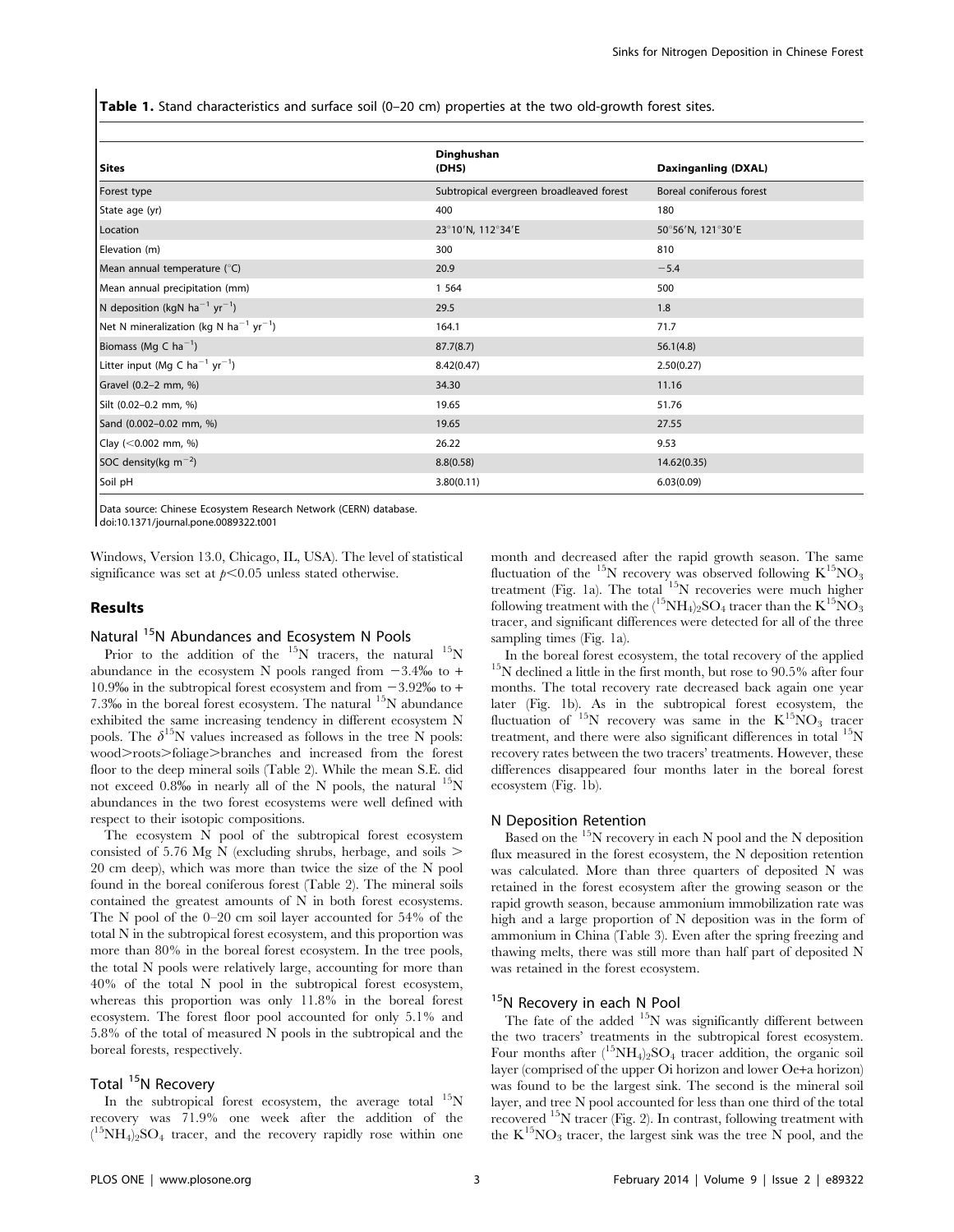**Table 1.** Stand characteristics and surface soil (0–20 cm) properties at the two old-growth forest sites.

| Sites | Dinghushan (DHS) | Daxinganling (DXAL) |
|---|---|---|
| Forest type | Subtropical evergreen broadleaved forest | Boreal coniferous forest |
| State age (yr) | 400 | 180 |
| Location | 23°10′N, 112°34′E | 50°56′N, 121°30′E |
| Elevation (m) | 300 | 810 |
| Mean annual temperature (°C) | 20.9 | −5.4 |
| Mean annual precipitation (mm) | 1 564 | 500 |
| N deposition (kgN $ha^{-1}$ $yr^{-1}$) | 29.5 | 1.8 |
| Net N mineralization (kg N $ha^{-1}$ $yr^{-1}$) | 164.1 | 71.7 |
| Biomass (Mg C $ha^{-1}$) | 87.7(8.7) | 56.1(4.8) |
| Litter input (Mg C $ha^{-1}$ $yr^{-1}$) | 8.42(0.47) | 2.50(0.27) |
| Gravel (0.2–2 mm, %) | 34.30 | 11.16 |
| Silt (0.02–0.2 mm, %) | 19.65 | 51.76 |
| Sand (0.002–0.02 mm, %) | 19.65 | 27.55 |
| Clay (<0.002 mm, %) | 26.22 | 9.53 |
| SOC density(kg $m^{-2}$) | 8.8(0.58) | 14.62(0.35) |
| Soil pH | 3.80(0.11) | 6.03(0.09) |

Data source: Chinese Ecosystem Research Network (CERN) database.
doi:10.1371/journal.pone.0089322.t001

Windows, Version 13.0, Chicago, IL, USA). The level of statistical significance was set at $p<0.05$ unless stated otherwise.

## Results

### Natural $^{15}N$ Abundances and Ecosystem N Pools

Prior to the addition of the $^{15}N$ tracers, the natural $^{15}N$ abundance in the ecosystem N pools ranged from −3.4‰ to + 10.9‰ in the subtropical forest ecosystem and from −3.92‰ to + 7.3‰ in the boreal forest ecosystem. The natural $^{15}N$ abundance exhibited the same increasing tendency in different ecosystem N pools. The $\delta^{15}N$ values increased as follows in the tree N pools: wood>roots>foliage>branches and increased from the forest floor to the deep mineral soils (Table 2). While the mean S.E. did not exceed 0.8‰ in nearly all of the N pools, the natural $^{15}N$ abundances in the two forest ecosystems were well defined with respect to their isotopic compositions.

The ecosystem N pool of the subtropical forest ecosystem consisted of 5.76 Mg N (excluding shrubs, herbage, and soils > 20 cm deep), which was more than twice the size of the N pool found in the boreal coniferous forest (Table 2). The mineral soils contained the greatest amounts of N in both forest ecosystems. The N pool of the 0–20 cm soil layer accounted for 54% of the total N in the subtropical forest ecosystem, and this proportion was more than 80% in the boreal forest ecosystem. In the tree pools, the total N pools were relatively large, accounting for more than 40% of the total N pool in the subtropical forest ecosystem, whereas this proportion was only 11.8% in the boreal forest ecosystem. The forest floor pool accounted for only 5.1% and 5.8% of the total of measured N pools in the subtropical and the boreal forests, respectively.

### Total $^{15}N$ Recovery

In the subtropical forest ecosystem, the average total $^{15}N$ recovery was 71.9% one week after the addition of the $(^{15}NH_4)_2SO_4$ tracer, and the recovery rapidly rose within one month and decreased after the rapid growth season. The same fluctuation of the $^{15}N$ recovery was observed following $K^{15}NO_3$ treatment (Fig. 1a). The total $^{15}N$ recoveries were much higher following treatment with the $(^{15}NH_4)_2SO_4$ tracer than the $K^{15}NO_3$ tracer, and significant differences were detected for all of the three sampling times (Fig. 1a).

In the boreal forest ecosystem, the total recovery of the applied $^{15}N$ declined a little in the first month, but rose to 90.5% after four months. The total recovery rate decreased back again one year later (Fig. 1b). As in the subtropical forest ecosystem, the fluctuation of $^{15}N$ recovery was same in the $K^{15}NO_3$ tracer treatment, and there were also significant differences in total $^{15}N$ recovery rates between the two tracers' treatments. However, these differences disappeared four months later in the boreal forest ecosystem (Fig. 1b).

### N Deposition Retention

Based on the $^{15}N$ recovery in each N pool and the N deposition flux measured in the forest ecosystem, the N deposition retention was calculated. More than three quarters of deposited N was retained in the forest ecosystem after the growing season or the rapid growth season, because ammonium immobilization rate was high and a large proportion of N deposition was in the form of ammonium in China (Table 3). Even after the spring freezing and thawing melts, there was still more than half part of deposited N was retained in the forest ecosystem.

### $^{15}N$ Recovery in each N Pool

The fate of the added $^{15}N$ was significantly different between the two tracers' treatments in the subtropical forest ecosystem. Four months after $(^{15}NH_4)_2SO_4$ tracer addition, the organic soil layer (comprised of the upper Oi horizon and lower Oe+a horizon) was found to be the largest sink. The second is the mineral soil layer, and tree N pool accounted for less than one third of the total recovered $^{15}N$ tracer (Fig. 2). In contrast, following treatment with the $K^{15}NO_3$ tracer, the largest sink was the tree N pool, and the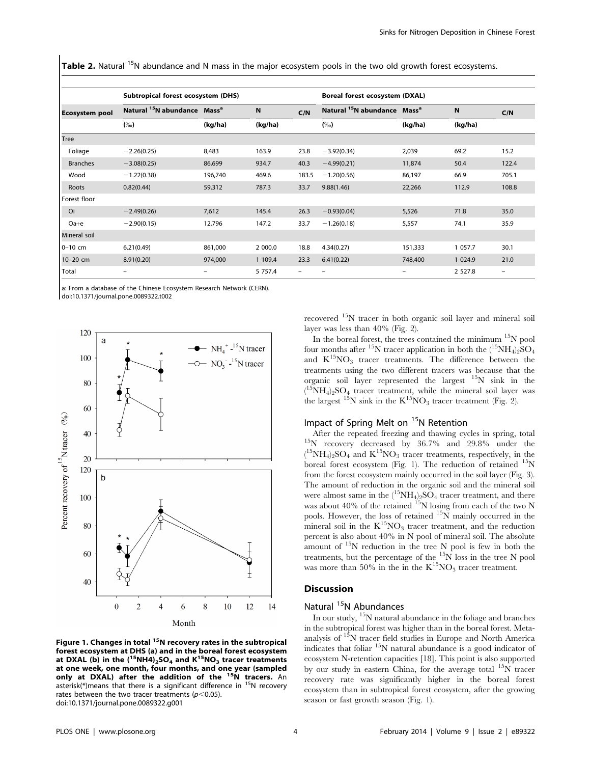**Table 2.** Natural $^{15}N$ abundance and N mass in the major ecosystem pools in the two old growth forest ecosystems.

| Ecosystem pool | Subtropical forest ecosystem (DHS) | | | | Boreal forest ecosystem (DXAL) | | | |
|---|---|---|---|---|---|---|---|---|
| | Natural $^{15}N$ abundance (‰) | Mass[a] (kg/ha) | N (kg/ha) | C/N | Natural $^{15}N$ abundance (‰) | Mass[a] (kg/ha) | N (kg/ha) | C/N |
| Tree | | | | | | | | |
| Foliage | −2.26(0.25) | 8,483 | 163.9 | 23.8 | −3.92(0.34) | 2,039 | 69.2 | 15.2 |
| Branches | −3.08(0.25) | 86,699 | 934.7 | 40.3 | −4.99(0.21) | 11,874 | 50.4 | 122.4 |
| Wood | −1.22(0.38) | 196,740 | 469.6 | 183.5 | −1.20(0.56) | 86,197 | 66.9 | 705.1 |
| Roots | 0.82(0.44) | 59,312 | 787.3 | 33.7 | 9.88(1.46) | 22,266 | 112.9 | 108.8 |
| Forest floor | | | | | | | | |
| Oi | −2.49(0.26) | 7,612 | 145.4 | 26.3 | −0.93(0.04) | 5,526 | 71.8 | 35.0 |
| Oa+e | −2.90(0.15) | 12,796 | 147.2 | 33.7 | −1.26(0.18) | 5,557 | 74.1 | 35.9 |
| Mineral soil | | | | | | | | |
| 0–10 cm | 6.21(0.49) | 861,000 | 2 000.0 | 18.8 | 4.34(0.27) | 151,333 | 1 057.7 | 30.1 |
| 10–20 cm | 8.91(0.20) | 974,000 | 1 109.4 | 23.3 | 6.41(0.22) | 748,400 | 1 024.9 | 21.0 |
| Total | – | – | 5 757.4 | – | – | – | 2 527.8 | – |

a: From a database of the Chinese Ecosystem Research Network (CERN).
doi:10.1371/journal.pone.0089322.t002

**Figure 1. Changes in total $^{15}N$ recovery rates in the subtropical forest ecosystem at DHS (a) and in the boreal forest ecosystem at DXAL (b) in the $(^{15}NH_4)_2SO_4$ and $K^{15}NO_3$ tracer treatments at one week, one month, four months, and one year (sampled only at DXAL) after the addition of the $^{15}N$ tracers.** An asterisk(*)means that there is a significant difference in $^{15}N$ recovery rates between the two tracer treatments ($p<0.05$).
doi:10.1371/journal.pone.0089322.g001

recovered $^{15}N$ tracer in both organic soil layer and mineral soil layer was less than 40% (Fig. 2).

In the boreal forest, the trees contained the minimum $^{15}N$ pool four months after $^{15}N$ tracer application in both the $(^{15}NH_4)_2SO_4$ and $K^{15}NO_3$ tracer treatments. The difference between the treatments using the two different tracers was because that the organic soil layer represented the largest $^{15}N$ sink in the $(^{15}NH_4)_2SO_4$ tracer treatment, while the mineral soil layer was the largest $^{15}N$ sink in the $K^{15}NO_3$ tracer treatment (Fig. 2).

### Impact of Spring Melt on $^{15}N$ Retention

After the repeated freezing and thawing cycles in spring, total $^{15}N$ recovery decreased by 36.7% and 29.8% under the $(^{15}NH_4)_2SO_4$ and $K^{15}NO_3$ tracer treatments, respectively, in the boreal forest ecosystem (Fig. 1). The reduction of retained $^{15}N$ from the forest ecosystem mainly occurred in the soil layer (Fig. 3). The amount of reduction in the organic soil and the mineral soil were almost same in the $(^{15}NH_4)_2SO_4$ tracer treatment, and there was about 40% of the retained $^{15}N$ losing from each of the two N pools. However, the loss of retained $^{15}N$ mainly occurred in the mineral soil in the $K^{15}NO_3$ tracer treatment, and the reduction percent is also about 40% in N pool of mineral soil. The absolute amount of $^{15}N$ reduction in the tree N pool is few in both the treatments, but the percentage of the $^{15}N$ loss in the tree N pool was more than 50% in the in the $K^{15}NO_3$ tracer treatment.

## Discussion

### Natural $^{15}N$ Abundances

In our study, $^{15}N$ natural abundance in the foliage and branches in the subtropical forest was higher than in the boreal forest. Meta-analysis of $^{15}N$ tracer field studies in Europe and North America indicates that foliar $^{15}N$ natural abundance is a good indicator of ecosystem N-retention capacities [18]. This point is also supported by our study in eastern China, for the average total $^{15}N$ tracer recovery rate was significantly higher in the boreal forest ecosystem than in subtropical forest ecosystem, after the growing season or fast growth season (Fig. 1).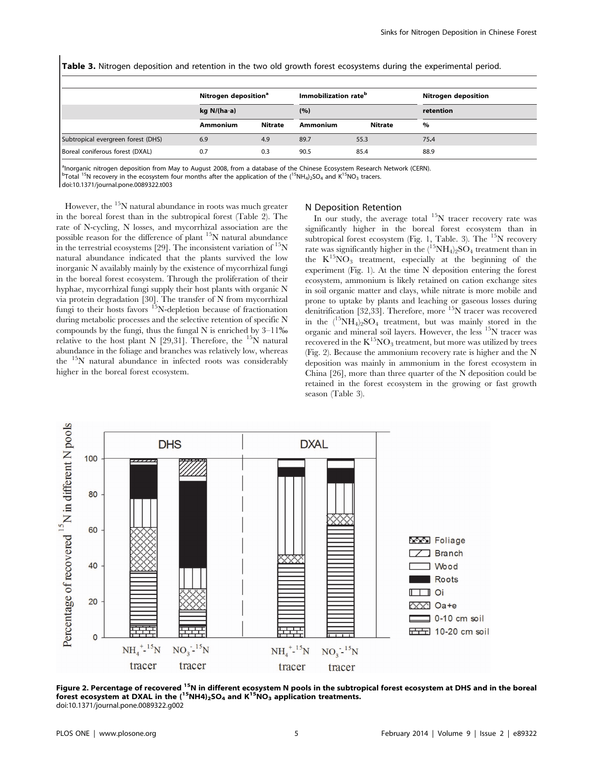**Table 3.** Nitrogen deposition and retention in the two old growth forest ecosystems during the experimental period.

| | Nitrogen deposition[a] | | Immobilization rate[b] | | Nitrogen deposition |
|---|---|---|---|---|---|
| | kg N/(ha·a) | | (%) | | retention |
| | Ammonium | Nitrate | Ammonium | Nitrate | % |
| Subtropical evergreen forest (DHS) | 6.9 | 4.9 | 89.7 | 55.3 | 75.4 |
| Boreal coniferous forest (DXAL) | 0.7 | 0.3 | 90.5 | 85.4 | 88.9 |

[a]Inorganic nitrogen deposition from May to August 2008, from a database of the Chinese Ecosystem Research Network (CERN).
[b]Total $^{15}N$ recovery in the ecosystem four months after the application of the $(^{15}NH_4)_2SO_4$ and $K^{15}NO_3$ tracers.
doi:10.1371/journal.pone.0089322.t003

However, the $^{15}N$ natural abundance in roots was much greater in the boreal forest than in the subtropical forest (Table 2). The rate of N-cycling, N losses, and mycorrhizal association are the possible reason for the difference of plant $^{15}N$ natural abundance in the terrestrial ecosystems [29]. The inconsistent variation of $^{15}N$ natural abundance indicated that the plants survived the low inorganic N availably mainly by the existence of mycorrhizal fungi in the boreal forest ecosystem. Through the proliferation of their hyphae, mycorrhizal fungi supply their host plants with organic N via protein degradation [30]. The transfer of N from mycorrhizal fungi to their hosts favors $^{15}N$-depletion because of fractionation during metabolic processes and the selective retention of specific N compounds by the fungi, thus the fungal N is enriched by 3–11‰ relative to the host plant N [29,31]. Therefore, the $^{15}N$ natural abundance in the foliage and branches was relatively low, whereas the $^{15}N$ natural abundance in infected roots was considerably higher in the boreal forest ecosystem.

## N Deposition Retention

In our study, the average total $^{15}N$ tracer recovery rate was significantly higher in the boreal forest ecosystem than in subtropical forest ecosystem (Fig. 1, Table. 3). The $^{15}N$ recovery rate was significantly higher in the $(^{15}NH_4)_2SO_4$ treatment than in the $K^{15}NO_3$ treatment, especially at the beginning of the experiment (Fig. 1). At the time N deposition entering the forest ecosystem, ammonium is likely retained on cation exchange sites in soil organic matter and clays, while nitrate is more mobile and prone to uptake by plants and leaching or gaseous losses during denitrification [32,33]. Therefore, more $^{15}N$ tracer was recovered in the $(^{15}NH_4)_2SO_4$ treatment, but was mainly stored in the organic and mineral soil layers. However, the less $^{15}N$ tracer was recovered in the $K^{15}NO_3$ treatment, but more was utilized by trees (Fig. 2). Because the ammonium recovery rate is higher and the N deposition was mainly in ammonium in the forest ecosystem in China [26], more than three quarter of the N deposition could be retained in the forest ecosystem in the growing or fast growth season (Table 3).

**Figure 2. Percentage of recovered $^{15}N$ in different ecosystem N pools in the subtropical forest ecosystem at DHS and in the boreal forest ecosystem at DXAL in the $(^{15}NH4)_2SO_4$ and $K^{15}NO_3$ application treatments.**
doi:10.1371/journal.pone.0089322.g002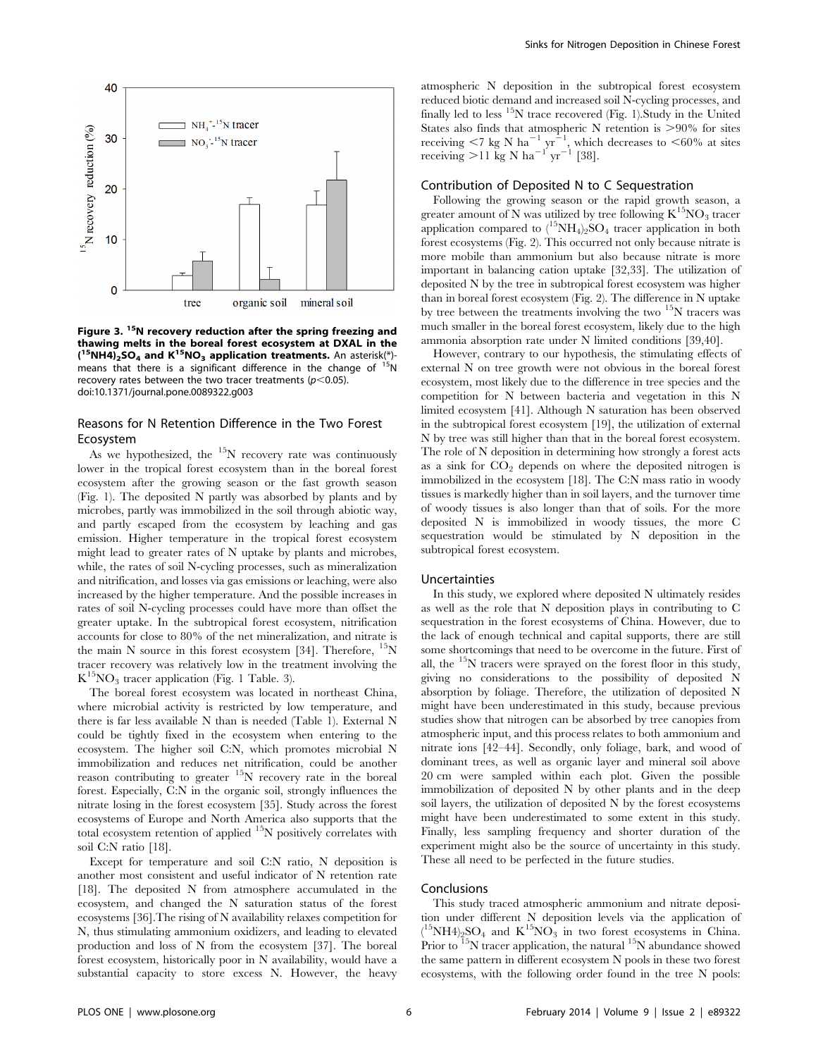Figure 3. $^{15}$N recovery reduction after the spring freezing and thawing melts in the boreal forest ecosystem at DXAL in the $(^{15}NH_4)_2SO_4$ and $K^{15}NO_3$ application treatments. An asterisk(*)- means that there is a significant difference in the change of $^{15}$N recovery rates between the two tracer treatments ($p<0.05$).
doi:10.1371/journal.pone.0089322.g003

## Reasons for N Retention Difference in the Two Forest Ecosystem

As we hypothesized, the $^{15}$N recovery rate was continuously lower in the tropical forest ecosystem than in the boreal forest ecosystem after the growing season or the fast growth season (Fig. 1). The deposited N partly was absorbed by plants and by microbes, partly was immobilized in the soil through abiotic way, and partly escaped from the ecosystem by leaching and gas emission. Higher temperature in the tropical forest ecosystem might lead to greater rates of N uptake by plants and microbes, while, the rates of soil N-cycling processes, such as mineralization and nitrification, and losses via gas emissions or leaching, were also increased by the higher temperature. And the possible increases in rates of soil N-cycling processes could have more than offset the greater uptake. In the subtropical forest ecosystem, nitrification accounts for close to 80% of the net mineralization, and nitrate is the main N source in this forest ecosystem [34]. Therefore, $^{15}$N tracer recovery was relatively low in the treatment involving the $K^{15}NO_3$ tracer application (Fig. 1 Table. 3).

The boreal forest ecosystem was located in northeast China, where microbial activity is restricted by low temperature, and there is far less available N than is needed (Table 1). External N could be tightly fixed in the ecosystem when entering to the ecosystem. The higher soil C:N, which promotes microbial N immobilization and reduces net nitrification, could be another reason contributing to greater $^{15}$N recovery rate in the boreal forest. Especially, C:N in the organic soil, strongly influences the nitrate losing in the forest ecosystem [35]. Study across the forest ecosystems of Europe and North America also supports that the total ecosystem retention of applied $^{15}$N positively correlates with soil C:N ratio [18].

Except for temperature and soil C:N ratio, N deposition is another most consistent and useful indicator of N retention rate [18]. The deposited N from atmosphere accumulated in the ecosystem, and changed the N saturation status of the forest ecosystems [36].The rising of N availability relaxes competition for N, thus stimulating ammonium oxidizers, and leading to elevated production and loss of N from the ecosystem [37]. The boreal forest ecosystem, historically poor in N availability, would have a substantial capacity to store excess N. However, the heavy atmospheric N deposition in the subtropical forest ecosystem reduced biotic demand and increased soil N-cycling processes, and finally led to less $^{15}$N trace recovered (Fig. 1).Study in the United States also finds that atmospheric N retention is >90% for sites receiving <7 kg N $ha^{-1}$ $yr^{-1}$, which decreases to <60% at sites receiving >11 kg N $ha^{-1}$ $yr^{-1}$ [38].

## Contribution of Deposited N to C Sequestration

Following the growing season or the rapid growth season, a greater amount of N was utilized by tree following $K^{15}NO_3$ tracer application compared to $(^{15}NH_4)_2SO_4$ tracer application in both forest ecosystems (Fig. 2). This occurred not only because nitrate is more mobile than ammonium but also because nitrate is more important in balancing cation uptake [32,33]. The utilization of deposited N by the tree in subtropical forest ecosystem was higher than in boreal forest ecosystem (Fig. 2). The difference in N uptake by tree between the treatments involving the two $^{15}$N tracers was much smaller in the boreal forest ecosystem, likely due to the high ammonia absorption rate under N limited conditions [39,40].

However, contrary to our hypothesis, the stimulating effects of external N on tree growth were not obvious in the boreal forest ecosystem, most likely due to the difference in tree species and the competition for N between bacteria and vegetation in this N limited ecosystem [41]. Although N saturation has been observed in the subtropical forest ecosystem [19], the utilization of external N by tree was still higher than that in the boreal forest ecosystem. The role of N deposition in determining how strongly a forest acts as a sink for $CO_2$ depends on where the deposited nitrogen is immobilized in the ecosystem [18]. The C:N mass ratio in woody tissues is markedly higher than in soil layers, and the turnover time of woody tissues is also longer than that of soils. For the more deposited N is immobilized in woody tissues, the more C sequestration would be stimulated by N deposition in the subtropical forest ecosystem.

## Uncertainties

In this study, we explored where deposited N ultimately resides as well as the role that N deposition plays in contributing to C sequestration in the forest ecosystems of China. However, due to the lack of enough technical and capital supports, there are still some shortcomings that need to be overcome in the future. First of all, the $^{15}$N tracers were sprayed on the forest floor in this study, giving no considerations to the possibility of deposited N absorption by foliage. Therefore, the utilization of deposited N might have been underestimated in this study, because previous studies show that nitrogen can be absorbed by tree canopies from atmospheric input, and this process relates to both ammonium and nitrate ions [42–44]. Secondly, only foliage, bark, and wood of dominant trees, as well as organic layer and mineral soil above 20 cm were sampled within each plot. Given the possible immobilization of deposited N by other plants and in the deep soil layers, the utilization of deposited N by the forest ecosystems might have been underestimated to some extent in this study. Finally, less sampling frequency and shorter duration of the experiment might also be the source of uncertainty in this study. These all need to be perfected in the future studies.

## Conclusions

This study traced atmospheric ammonium and nitrate deposition under different N deposition levels via the application of $(^{15}NH_4)_2SO_4$ and $K^{15}NO_3$ in two forest ecosystems in China. Prior to $^{15}$N tracer application, the natural $^{15}$N abundance showed the same pattern in different ecosystem N pools in these two forest ecosystems, with the following order found in the tree N pools: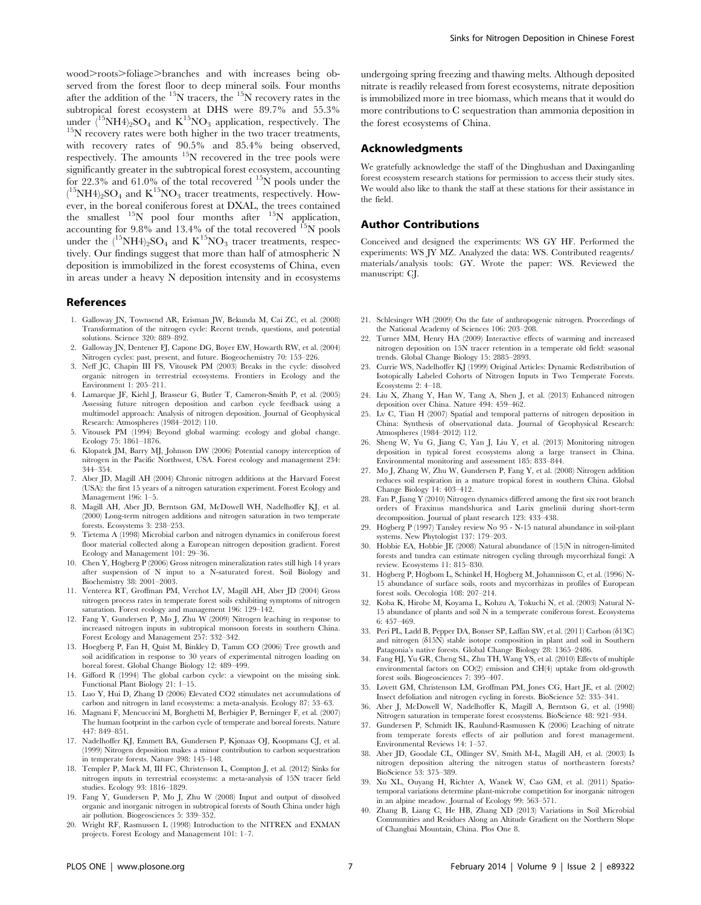wood>roots>foliage>branches and with increases being observed from the forest floor to deep mineral soils. Four months after the addition of the $^{15}N$ tracers, the $^{15}N$ recovery rates in the subtropical forest ecosystem at DHS were 89.7% and 55.3% under $(^{15}NH4)_2SO_4$ and $K^{15}NO_3$ application, respectively. The $^{15}N$ recovery rates were both higher in the two tracer treatments, with recovery rates of 90.5% and 85.4% being observed, respectively. The amounts $^{15}N$ recovered in the tree pools were significantly greater in the subtropical forest ecosystem, accounting for 22.3% and 61.0% of the total recovered $^{15}N$ pools under the $(^{15}NH4)_2SO_4$ and $K^{15}NO_3$ tracer treatments, respectively. However, in the boreal coniferous forest at DXAL, the trees contained the smallest $^{15}N$ pool four months after $^{15}N$ application, accounting for 9.8% and 13.4% of the total recovered $^{15}N$ pools under the $(^{15}NH4)_2SO_4$ and $K^{15}NO_3$ tracer treatments, respectively. Our findings suggest that more than half of atmospheric N deposition is immobilized in the forest ecosystems of China, even in areas under a heavy N deposition intensity and in ecosystems undergoing spring freezing and thawing melts. Although deposited nitrate is readily released from forest ecosystems, nitrate deposition is immobilized more in tree biomass, which means that it would do more contributions to C sequestration than ammonia deposition in the forest ecosystems of China.

## Acknowledgments

We gratefully acknowledge the staff of the Dinghushan and Daxinganling forest ecosystem research stations for permission to access their study sites. We would also like to thank the staff at these stations for their assistance in the field.

## Author Contributions

Conceived and designed the experiments: WS GY HF. Performed the experiments: WS JY MZ. Analyzed the data: WS. Contributed reagents/materials/analysis tools: GY. Wrote the paper: WS. Reviewed the manuscript: CJ.

## References

1. Galloway JN, Townsend AR, Erisman JW, Bekunda M, Cai ZC, et al. (2008) Transformation of the nitrogen cycle: Recent trends, questions, and potential solutions. Science 320: 889–892.
2. Galloway JN, Dentener FJ, Capone DG, Boyer EW, Howarth RW, et al. (2004) Nitrogen cycles: past, present, and future. Biogeochemistry 70: 153–226.
3. Neff JC, Chapin III FS, Vitousek PM (2003) Breaks in the cycle: dissolved organic nitrogen in terrestrial ecosystems. Frontiers in Ecology and the Environment 1: 205–211.
4. Lamarque JF, Kiehl J, Brasseur G, Butler T, Cameron-Smith P, et al. (2005) Assessing future nitrogen deposition and carbon cycle feedback using a multimodel approach: Analysis of nitrogen deposition. Journal of Geophysical Research: Atmospheres (1984–2012) 110.
5. Vitousek PM (1994) Beyond global warming: ecology and global change. Ecology 75: 1861–1876.
6. Klopatek JM, Barry MJ, Johnson DW (2006) Potential canopy interception of nitrogen in the Pacific Northwest, USA. Forest ecology and management 234: 344–354.
7. Aber JD, Magill AH (2004) Chronic nitrogen additions at the Harvard Forest (USA): the first 15 years of a nitrogen saturation experiment. Forest Ecology and Management 196: 1–5.
8. Magill AH, Aber JD, Berntson GM, McDowell WH, Nadelhoffer KJ, et al. (2000) Long-term nitrogen additions and nitrogen saturation in two temperate forests. Ecosystems 3: 238–253.
9. Tietema A (1998) Microbial carbon and nitrogen dynamics in coniferous forest floor material collected along a European nitrogen deposition gradient. Forest Ecology and Management 101: 29–36.
10. Chen Y, Högberg P (2006) Gross nitrogen mineralization rates still high 14 years after suspension of N input to a N-saturated forest. Soil Biology and Biochemistry 38: 2001–2003.
11. Venterea RT, Groffman PM, Verchot LV, Magill AH, Aber JD (2004) Gross nitrogen process rates in temperate forest soils exhibiting symptoms of nitrogen saturation. Forest ecology and management 196: 129–142.
12. Fang Y, Gundersen P, Mo J, Zhu W (2009) Nitrogen leaching in response to increased nitrogen inputs in subtropical monsoon forests in southern China. Forest Ecology and Management 257: 332–342.
13. Hoegberg P, Fan H, Quist M, Binkley D, Tamm CO (2006) Tree growth and soil acidification in response to 30 years of experimental nitrogen loading on boreal forest. Global Change Biology 12: 489–499.
14. Gifford R (1994) The global carbon cycle: a viewpoint on the missing sink. Functional Plant Biology 21: 1–15.
15. Luo Y, Hui D, Zhang D (2006) Elevated CO2 stimulates net accumulations of carbon and nitrogen in land ecosystems: a meta-analysis. Ecology 87: 53–63.
16. Magnani F, Mencuccini M, Borghetti M, Berbigier P, Berninger F, et al. (2007) The human footprint in the carbon cycle of temperate and boreal forests. Nature 447: 849–851.
17. Nadelhoffer KJ, Emmett BA, Gundersen P, Kjønaas OJ, Koopmans CJ, et al. (1999) Nitrogen deposition makes a minor contribution to carbon sequestration in temperate forests. Nature 398: 145–148.
18. Templer P, Mack M, III FC, Christenson L, Compton J, et al. (2012) Sinks for nitrogen inputs in terrestrial ecosystems: a meta-analysis of 15N tracer field studies. Ecology 93: 1816–1829.
19. Fang Y, Gundersen P, Mo J, Zhu W (2008) Input and output of dissolved organic and inorganic nitrogen in subtropical forests of South China under high air pollution. Biogeosciences 5: 339–352.
20. Wright RF, Rasmussen L (1998) Introduction to the NITREX and EXMAN projects. Forest Ecology and Management 101: 1–7.
21. Schlesinger WH (2009) On the fate of anthropogenic nitrogen. Proceedings of the National Academy of Sciences 106: 203–208.
22. Turner MM, Henry HA (2009) Interactive effects of warming and increased nitrogen deposition on 15N tracer retention in a temperate old field: seasonal trends. Global Change Biology 15: 2885–2893.
23. Currie WS, Nadelhoffer KJ (1999) Original Articles: Dynamic Redistribution of Isotopically Labeled Cohorts of Nitrogen Inputs in Two Temperate Forests. Ecosystems 2: 4–18.
24. Liu X, Zhang Y, Han W, Tang A, Shen J, et al. (2013) Enhanced nitrogen deposition over China. Nature 494: 459–462.
25. Lv C, Tian H (2007) Spatial and temporal patterns of nitrogen deposition in China: Synthesis of observational data. Journal of Geophysical Research: Atmospheres (1984–2012) 112.
26. Sheng W, Yu G, Jiang C, Yan J, Liu Y, et al. (2013) Monitoring nitrogen deposition in typical forest ecosystems along a large transect in China. Environmental monitoring and assessment 185: 833–844.
27. Mo J, Zhang W, Zhu W, Gundersen P, Fang Y, et al. (2008) Nitrogen addition reduces soil respiration in a mature tropical forest in southern China. Global Change Biology 14: 403–412.
28. Fan P, Jiang Y (2010) Nitrogen dynamics differed among the first six root branch orders of Fraxinus mandshurica and Larix gmelinii during short-term decomposition. Journal of plant research 123: 433–438.
29. Högberg P (1997) Tansley review No 95 - N-15 natural abundance in soil-plant systems. New Phytologist 137: 179–203.
30. Hobbie EA, Hobbie JE (2008) Natural abundance of (15)N in nitrogen-limited forests and tundra can estimate nitrogen cycling through mycorrhizal fungi: A review. Ecosystems 11: 815–830.
31. Högberg P, Högbom L, Schinkel H, Högberg M, Johannisson C, et al. (1996) N-15 abundance of surface soils, roots and mycorrhizas in profiles of European forest soils. Oecologia 108: 207–214.
32. Koba K, Hirobe M, Koyama L, Kohzu A, Tokuchi N, et al. (2003) Natural N-15 abundance of plants and soil N in a temperate coniferous forest. Ecosystems 6: 457–469.
33. Peri PL, Ladd B, Pepper DA, Bonser SP, Laffan SW, et al. (2011) Carbon (δ13C) and nitrogen (δ15N) stable isotope composition in plant and soil in Southern Patagonia's native forests. Global Change Biology 28: 1365–2486.
34. Fang HJ, Yu GR, Cheng SL, Zhu TH, Wang YS, et al. (2010) Effects of multiple environmental factors on CO(2) emission and CH(4) uptake from old-growth forest soils. Biogeosciences 7: 395–407.
35. Lovett GM, Christenson LM, Groffman PM, Jones CG, Hart JE, et al. (2002) Insect defoliation and nitrogen cycling in forests. BioScience 52: 335–341.
36. Aber J, McDowell W, Nadelhoffer K, Magill A, Berntson G, et al. (1998) Nitrogen saturation in temperate forest ecosystems. BioScience 48: 921–934.
37. Gundersen P, Schmidt IK, Raulund-Rasmussen K (2006) Leaching of nitrate from temperate forests effects of air pollution and forest management. Environmental Reviews 14: 1–57.
38. Aber JD, Goodale CL, Ollinger SV, Smith M-L, Magill AH, et al. (2003) Is nitrogen deposition altering the nitrogen status of northeastern forests? BioScience 53: 375–389.
39. Xu XL, Ouyang H, Richter A, Wanek W, Cao GM, et al. (2011) Spatio-temporal variations determine plant-microbe competition for inorganic nitrogen in an alpine meadow. Journal of Ecology 99: 563–571.
40. Zhang B, Liang C, He HB, Zhang XD (2013) Variations in Soil Microbial Communities and Residues Along an Altitude Gradient on the Northern Slope of Changbai Mountain, China. Plos One 8.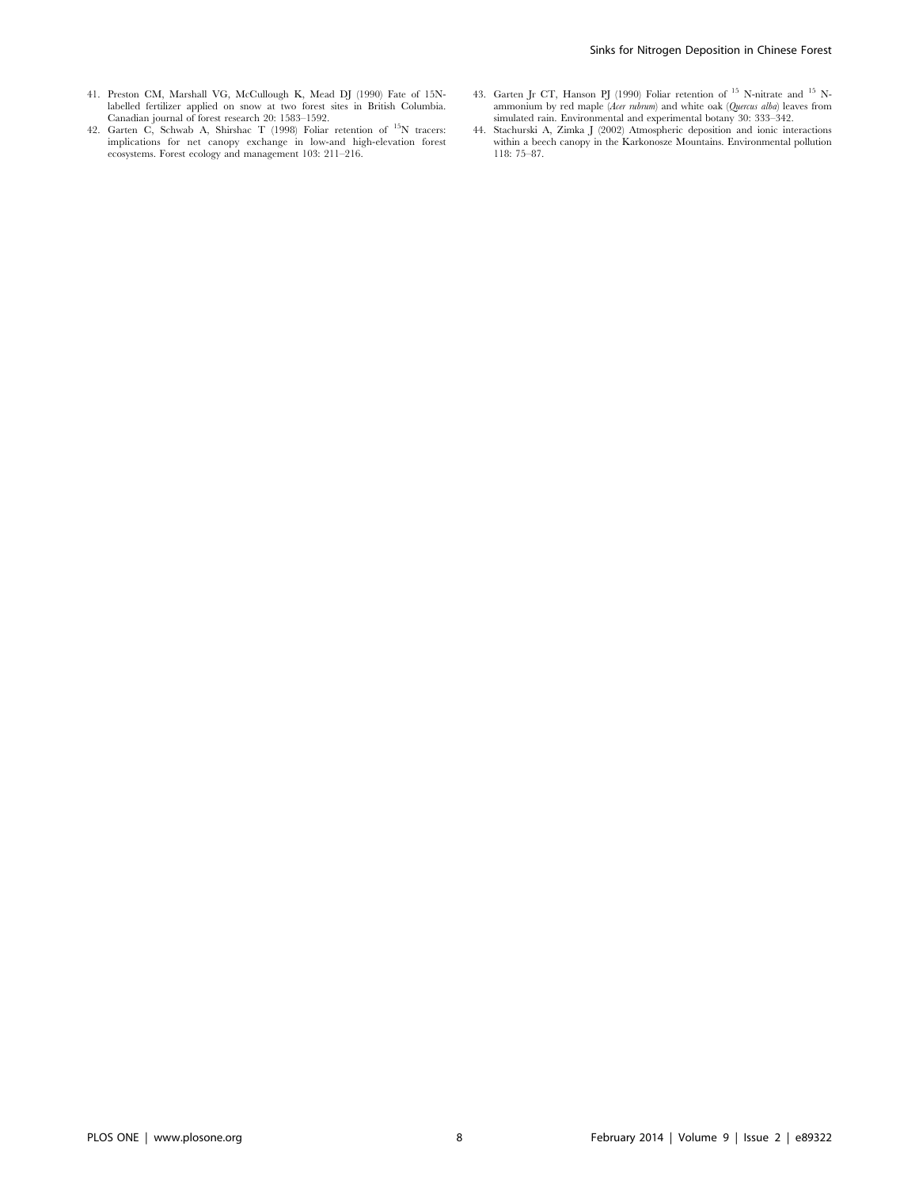41. Preston CM, Marshall VG, McCullough K, Mead DJ (1990) Fate of 15N-labelled fertilizer applied on snow at two forest sites in British Columbia. Canadian journal of forest research 20: 1583–1592.
42. Garten C, Schwab A, Shirshac T (1998) Foliar retention of $^{15}$N tracers: implications for net canopy exchange in low-and high-elevation forest ecosystems. Forest ecology and management 103: 211–216.
43. Garten Jr CT, Hanson PJ (1990) Foliar retention of $^{15}$ N-nitrate and $^{15}$ N-ammonium by red maple (*Acer rubrum*) and white oak (*Quercus alba*) leaves from simulated rain. Environmental and experimental botany 30: 333–342.
44. Stachurski A, Zimka J (2002) Atmospheric deposition and ionic interactions within a beech canopy in the Karkonosze Mountains. Environmental pollution 118: 75–87.